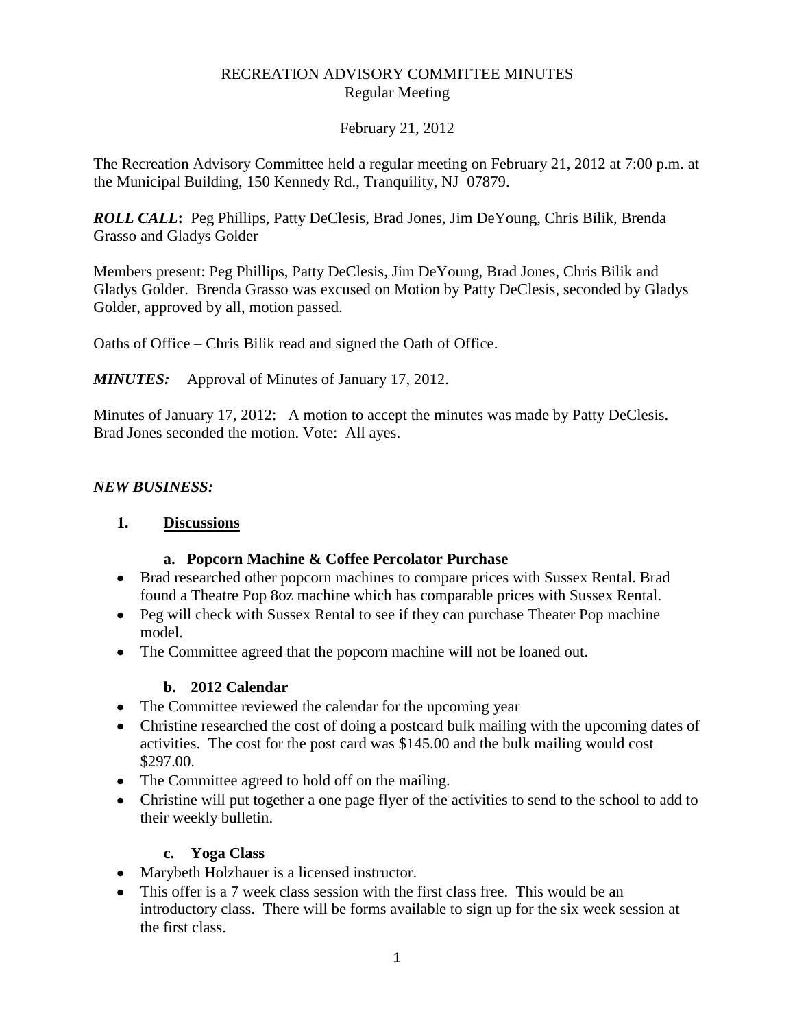# RECREATION ADVISORY COMMITTEE MINUTES
## Regular Meeting

February 21, 2012

The Recreation Advisory Committee held a regular meeting on February 21, 2012 at 7:00 p.m. at the Municipal Building, 150 Kennedy Rd., Tranquility, NJ 07879.

***ROLL CALL*:** Peg Phillips, Patty DeClesis, Brad Jones, Jim DeYoung, Chris Bilik, Brenda Grasso and Gladys Golder

Members present: Peg Phillips, Patty DeClesis, Jim DeYoung, Brad Jones, Chris Bilik and Gladys Golder. Brenda Grasso was excused on Motion by Patty DeClesis, seconded by Gladys Golder, approved by all, motion passed.

Oaths of Office – Chris Bilik read and signed the Oath of Office.

***MINUTES:*** Approval of Minutes of January 17, 2012.

Minutes of January 17, 2012: A motion to accept the minutes was made by Patty DeClesis. Brad Jones seconded the motion. Vote: All ayes.

***NEW BUSINESS:***

**1. Discussions**

**a. Popcorn Machine & Coffee Percolator Purchase**

- Brad researched other popcorn machines to compare prices with Sussex Rental. Brad found a Theatre Pop 8oz machine which has comparable prices with Sussex Rental.
- Peg will check with Sussex Rental to see if they can purchase Theater Pop machine model.
- The Committee agreed that the popcorn machine will not be loaned out.

**b. 2012 Calendar**

- The Committee reviewed the calendar for the upcoming year
- Christine researched the cost of doing a postcard bulk mailing with the upcoming dates of activities. The cost for the post card was $145.00 and the bulk mailing would cost $297.00.
- The Committee agreed to hold off on the mailing.
- Christine will put together a one page flyer of the activities to send to the school to add to their weekly bulletin.

**c. Yoga Class**

- Marybeth Holzhauer is a licensed instructor.
- This offer is a 7 week class session with the first class free. This would be an introductory class. There will be forms available to sign up for the six week session at the first class.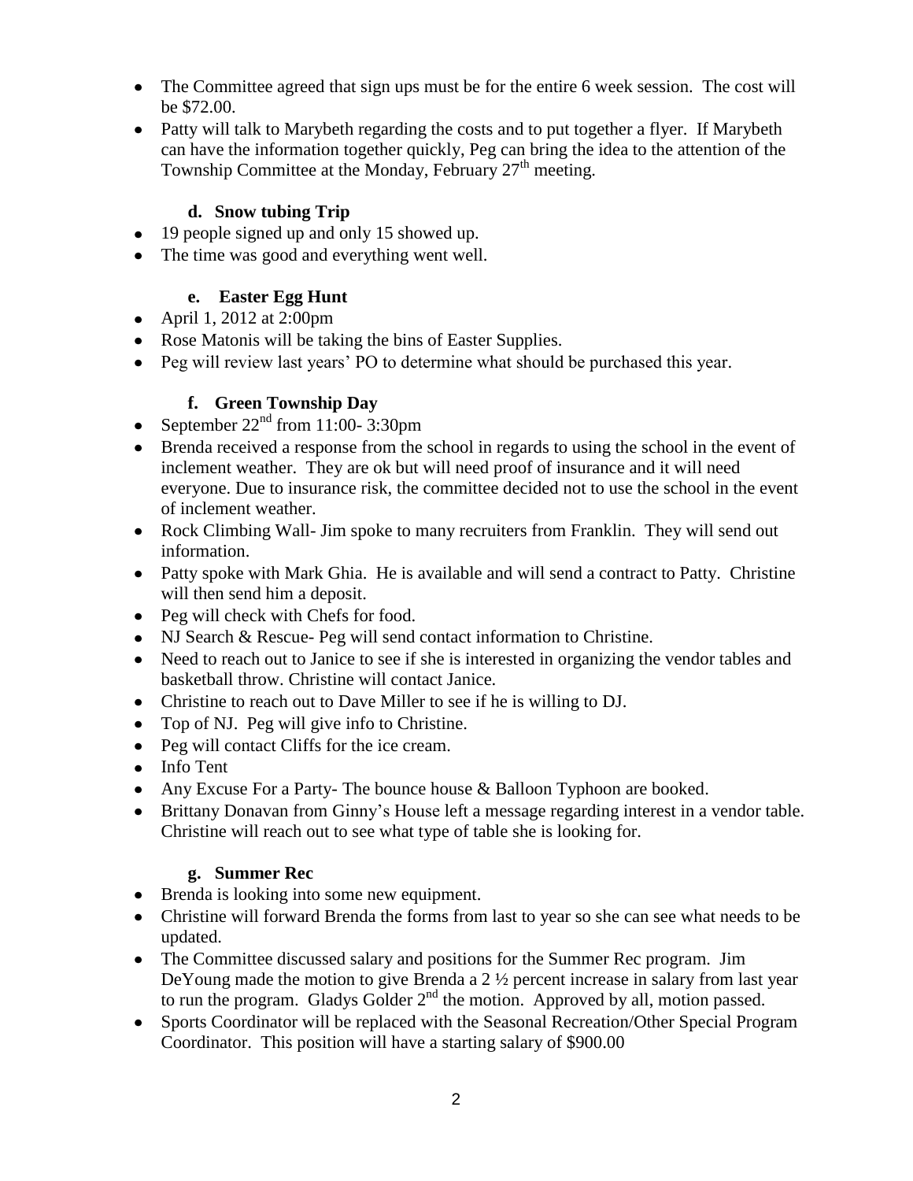- The Committee agreed that sign ups must be for the entire 6 week session. The cost will be $72.00.
- Patty will talk to Marybeth regarding the costs and to put together a flyer. If Marybeth can have the information together quickly, Peg can bring the idea to the attention of the Township Committee at the Monday, February 27th meeting.

### d. Snow tubing Trip

- 19 people signed up and only 15 showed up.
- The time was good and everything went well.

### e. Easter Egg Hunt

- April 1, 2012 at 2:00pm
- Rose Matonis will be taking the bins of Easter Supplies.
- Peg will review last years' PO to determine what should be purchased this year.

### f. Green Township Day

- September 22nd from 11:00- 3:30pm
- Brenda received a response from the school in regards to using the school in the event of inclement weather. They are ok but will need proof of insurance and it will need everyone. Due to insurance risk, the committee decided not to use the school in the event of inclement weather.
- Rock Climbing Wall- Jim spoke to many recruiters from Franklin. They will send out information.
- Patty spoke with Mark Ghia. He is available and will send a contract to Patty. Christine will then send him a deposit.
- Peg will check with Chefs for food.
- NJ Search & Rescue- Peg will send contact information to Christine.
- Need to reach out to Janice to see if she is interested in organizing the vendor tables and basketball throw. Christine will contact Janice.
- Christine to reach out to Dave Miller to see if he is willing to DJ.
- Top of NJ. Peg will give info to Christine.
- Peg will contact Cliffs for the ice cream.
- Info Tent
- Any Excuse For a Party- The bounce house & Balloon Typhoon are booked.
- Brittany Donavan from Ginny's House left a message regarding interest in a vendor table. Christine will reach out to see what type of table she is looking for.

### g. Summer Rec

- Brenda is looking into some new equipment.
- Christine will forward Brenda the forms from last to year so she can see what needs to be updated.
- The Committee discussed salary and positions for the Summer Rec program. Jim DeYoung made the motion to give Brenda a 2 ½ percent increase in salary from last year to run the program. Gladys Golder 2nd the motion. Approved by all, motion passed.
- Sports Coordinator will be replaced with the Seasonal Recreation/Other Special Program Coordinator. This position will have a starting salary of $900.00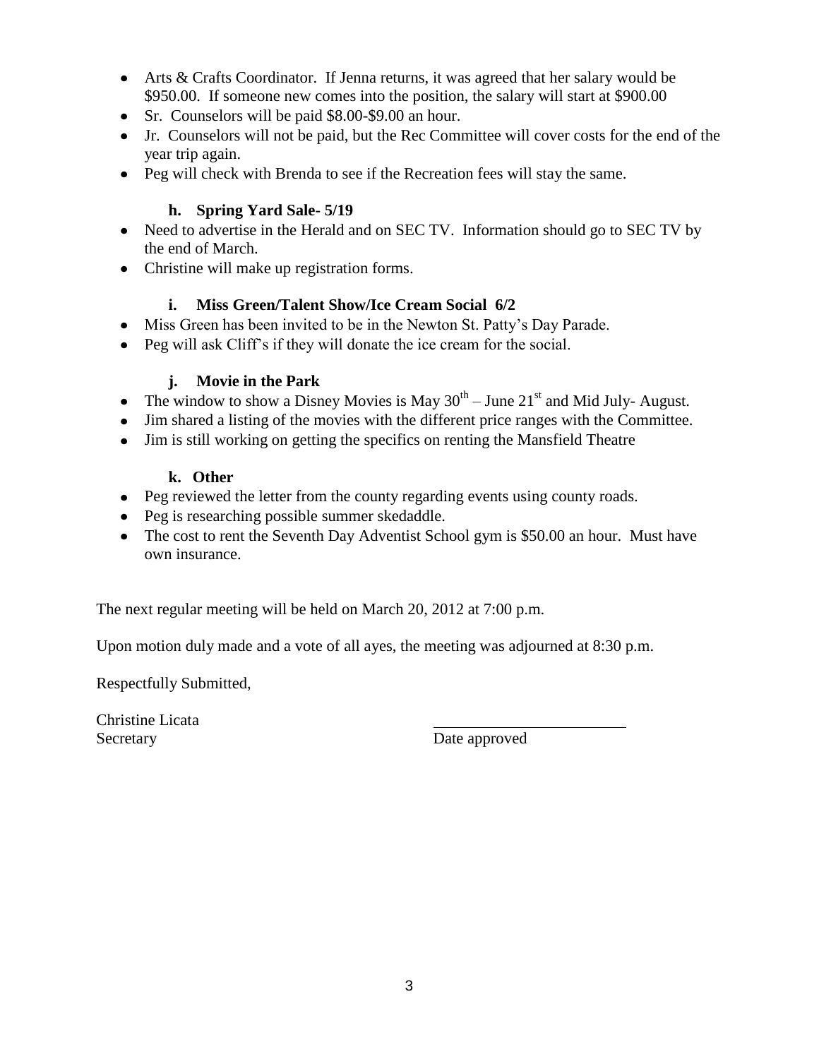- Arts & Crafts Coordinator. If Jenna returns, it was agreed that her salary would be $950.00. If someone new comes into the position, the salary will start at $900.00
- Sr. Counselors will be paid $8.00-$9.00 an hour.
- Jr. Counselors will not be paid, but the Rec Committee will cover costs for the end of the year trip again.
- Peg will check with Brenda to see if the Recreation fees will stay the same.

### h. Spring Yard Sale- 5/19

- Need to advertise in the Herald and on SEC TV. Information should go to SEC TV by the end of March.
- Christine will make up registration forms.

### i. Miss Green/Talent Show/Ice Cream Social 6/2

- Miss Green has been invited to be in the Newton St. Patty's Day Parade.
- Peg will ask Cliff's if they will donate the ice cream for the social.

### j. Movie in the Park

- The window to show a Disney Movies is May 30th – June 21st and Mid July- August.
- Jim shared a listing of the movies with the different price ranges with the Committee.
- Jim is still working on getting the specifics on renting the Mansfield Theatre

### k. Other

- Peg reviewed the letter from the county regarding events using county roads.
- Peg is researching possible summer skedaddle.
- The cost to rent the Seventh Day Adventist School gym is $50.00 an hour. Must have own insurance.

The next regular meeting will be held on March 20, 2012 at 7:00 p.m.

Upon motion duly made and a vote of all ayes, the meeting was adjourned at 8:30 p.m.

Respectfully Submitted,

Christine Licata
Secretary

\_\_\_\_\_\_\_\_\_\_\_\_\_\_\_\_\_\_\_\_\_\_\_\_
Date approved